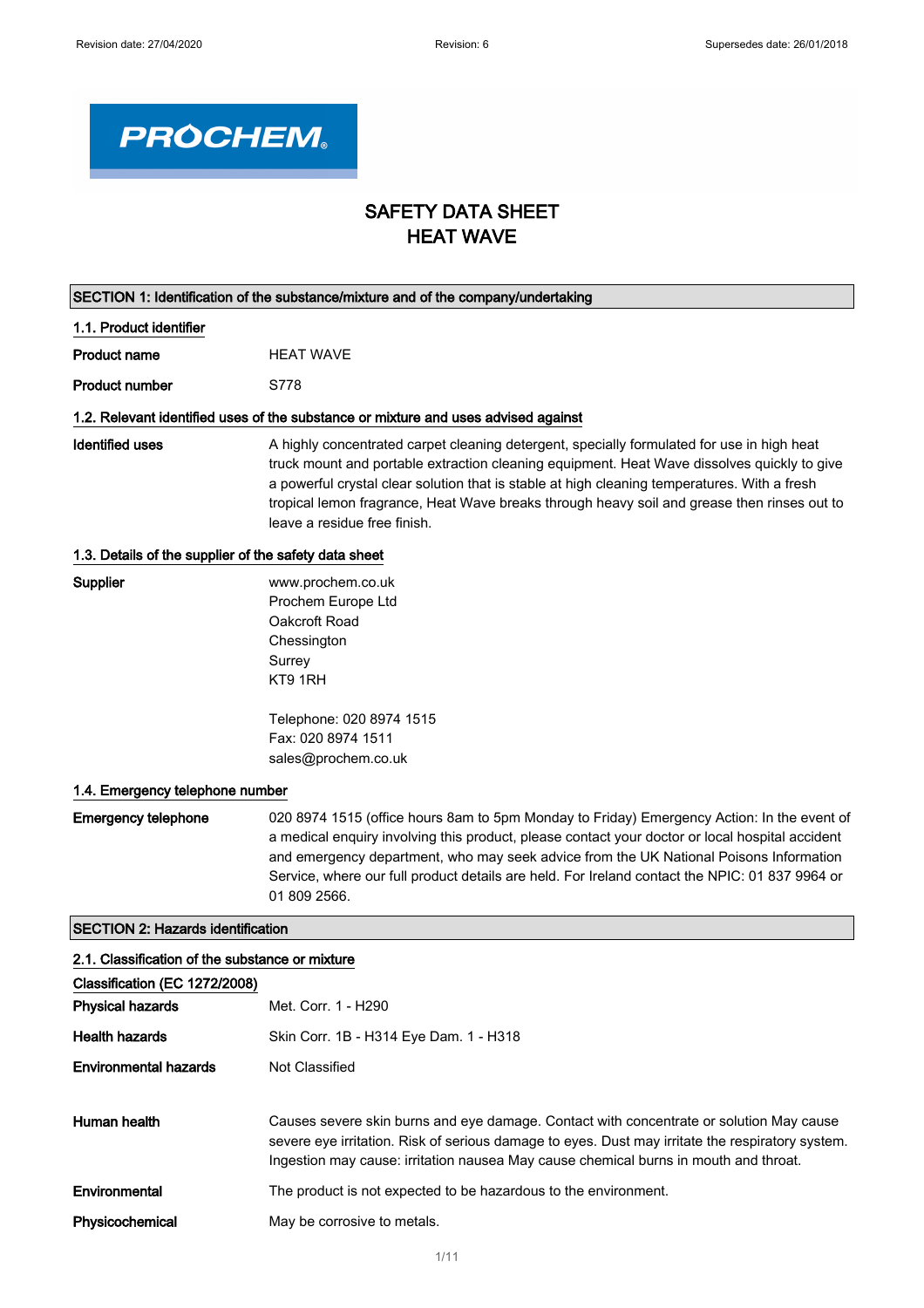Revision date: 27/04/2020 | Revision: 6 | Supersedes date: 26/01/2018

**PROCHEM**

# SAFETY DATA SHEET
# HEAT WAVE

## SECTION 1: Identification of the substance/mixture and of the company/undertaking

### 1.1. Product identifier

**Product name** HEAT WAVE

**Product number** S778

### 1.2. Relevant identified uses of the substance or mixture and uses advised against

**Identified uses** A highly concentrated carpet cleaning detergent, specially formulated for use in high heat truck mount and portable extraction cleaning equipment. Heat Wave dissolves quickly to give a powerful crystal clear solution that is stable at high cleaning temperatures. With a fresh tropical lemon fragrance, Heat Wave breaks through heavy soil and grease then rinses out to leave a residue free finish.

### 1.3. Details of the supplier of the safety data sheet

**Supplier**
www.prochem.co.uk
Prochem Europe Ltd
Oakcroft Road
Chessington
Surrey
KT9 1RH

Telephone: 020 8974 1515
Fax: 020 8974 1511
sales@prochem.co.uk

### 1.4. Emergency telephone number

**Emergency telephone** 020 8974 1515 (office hours 8am to 5pm Monday to Friday) Emergency Action: In the event of a medical enquiry involving this product, please contact your doctor or local hospital accident and emergency department, who may seek advice from the UK National Poisons Information Service, where our full product details are held. For Ireland contact the NPIC: 01 837 9964 or 01 809 2566.

## SECTION 2: Hazards identification

### 2.1. Classification of the substance or mixture

**Classification (EC 1272/2008)**

**Physical hazards** Met. Corr. 1 - H290

**Health hazards** Skin Corr. 1B - H314 Eye Dam. 1 - H318

**Environmental hazards** Not Classified

**Human health** Causes severe skin burns and eye damage. Contact with concentrate or solution May cause severe eye irritation. Risk of serious damage to eyes. Dust may irritate the respiratory system. Ingestion may cause: irritation nausea May cause chemical burns in mouth and throat.

**Environmental** The product is not expected to be hazardous to the environment.

**Physicochemical** May be corrosive to metals.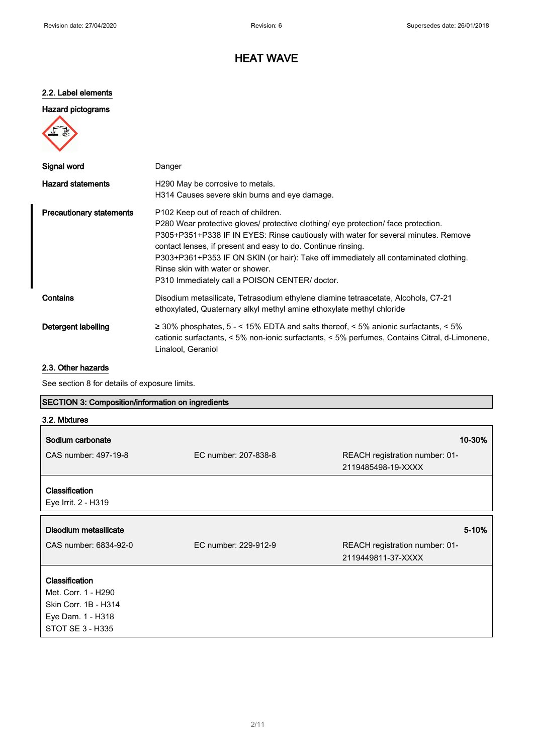# HEAT WAVE

## 2.2. Label elements

**Hazard pictograms**

| | |
|---|---|
| **Signal word** | Danger |
| **Hazard statements** | H290 May be corrosive to metals.<br>H314 Causes severe skin burns and eye damage. |
| **Precautionary statements** | P102 Keep out of reach of children.<br>P280 Wear protective gloves/ protective clothing/ eye protection/ face protection.<br>P305+P351+P338 IF IN EYES: Rinse cautiously with water for several minutes. Remove contact lenses, if present and easy to do. Continue rinsing.<br>P303+P361+P353 IF ON SKIN (or hair): Take off immediately all contaminated clothing. Rinse skin with water or shower.<br>P310 Immediately call a POISON CENTER/ doctor. |
| **Contains** | Disodium metasilicate, Tetrasodium ethylene diamine tetraacetate, Alcohols, C7-21 ethoxylated, Quaternary alkyl methyl amine ethoxylate methyl chloride |
| **Detergent labelling** | ≥ 30% phosphates, 5 - < 15% EDTA and salts thereof, < 5% anionic surfactants, < 5% cationic surfactants, < 5% non-ionic surfactants, < 5% perfumes, Contains Citral, d-Limonene, Linalool, Geraniol |

## 2.3. Other hazards

See section 8 for details of exposure limits.

## SECTION 3: Composition/information on ingredients

### 3.2. Mixtures

| **Sodium carbonate** | | **10-30%** |
|---|---|---|
| CAS number: 497-19-8 | EC number: 207-838-8 | REACH registration number: 01-2119485498-19-XXXX |

**Classification**
Eye Irrit. 2 - H319

| **Disodium metasilicate** | | **5-10%** |
|---|---|---|
| CAS number: 6834-92-0 | EC number: 229-912-9 | REACH registration number: 01-2119449811-37-XXXX |

**Classification**
Met. Corr. 1 - H290
Skin Corr. 1B - H314
Eye Dam. 1 - H318
STOT SE 3 - H335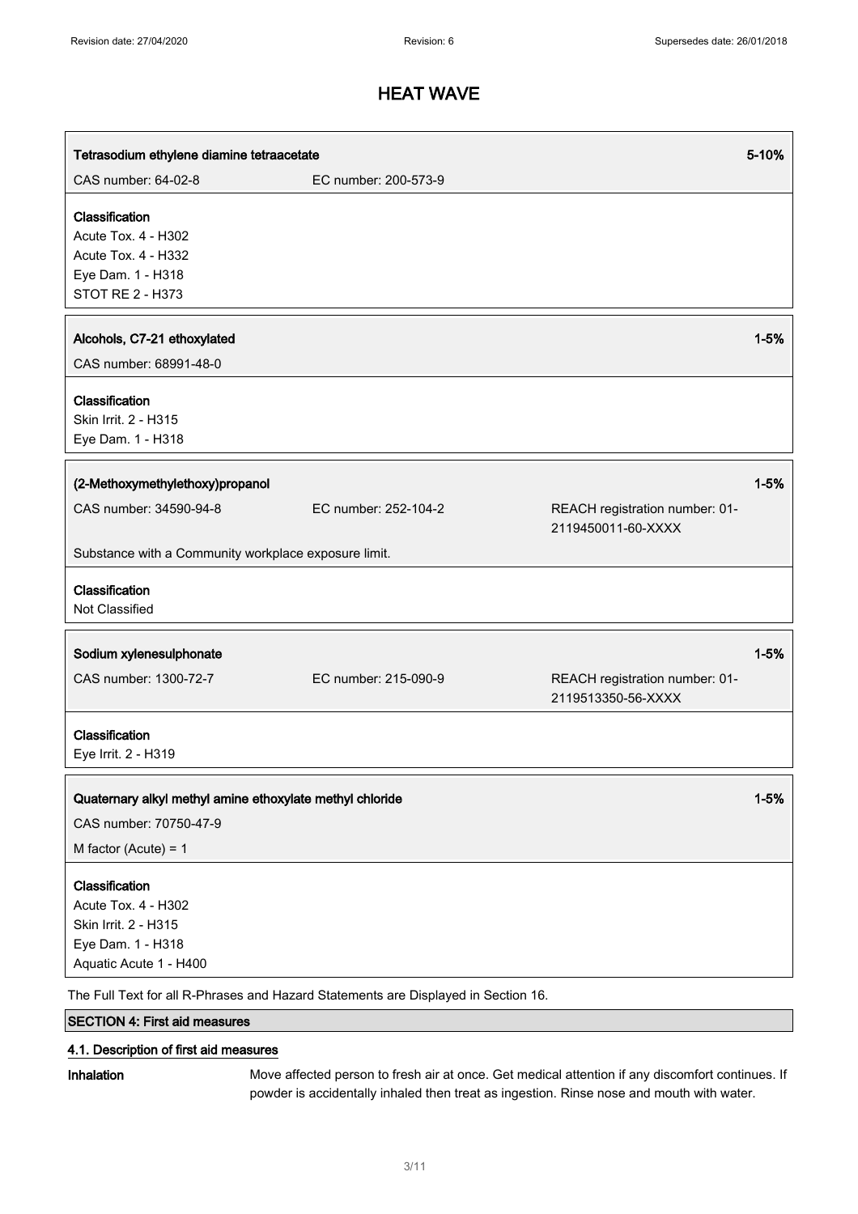# HEAT WAVE

| Tetrasodium ethylene diamine tetraacetate | | 5-10% |
|---|---|---|
| CAS number: 64-02-8 | EC number: 200-573-9 | |

**Classification**
Acute Tox. 4 - H302
Acute Tox. 4 - H332
Eye Dam. 1 - H318
STOT RE 2 - H373

| Alcohols, C7-21 ethoxylated | 1-5% |
|---|---|
| CAS number: 68991-48-0 | |

**Classification**
Skin Irrit. 2 - H315
Eye Dam. 1 - H318

| (2-Methoxymethylethoxy)propanol | | 1-5% |
|---|---|---|
| CAS number: 34590-94-8 | EC number: 252-104-2 | REACH registration number: 01-2119450011-60-XXXX |
| Substance with a Community workplace exposure limit. | | |

**Classification**
Not Classified

| Sodium xylenesulphonate | | 1-5% |
|---|---|---|
| CAS number: 1300-72-7 | EC number: 215-090-9 | REACH registration number: 01-2119513350-56-XXXX |

**Classification**
Eye Irrit. 2 - H319

| Quaternary alkyl methyl amine ethoxylate methyl chloride | 1-5% |
|---|---|
| CAS number: 70750-47-9 | |
| M factor (Acute) = 1 | |

**Classification**
Acute Tox. 4 - H302
Skin Irrit. 2 - H315
Eye Dam. 1 - H318
Aquatic Acute 1 - H400

The Full Text for all R-Phrases and Hazard Statements are Displayed in Section 16.

## SECTION 4: First aid measures

### 4.1. Description of first aid measures

**Inhalation** Move affected person to fresh air at once. Get medical attention if any discomfort continues. If powder is accidentally inhaled then treat as ingestion. Rinse nose and mouth with water.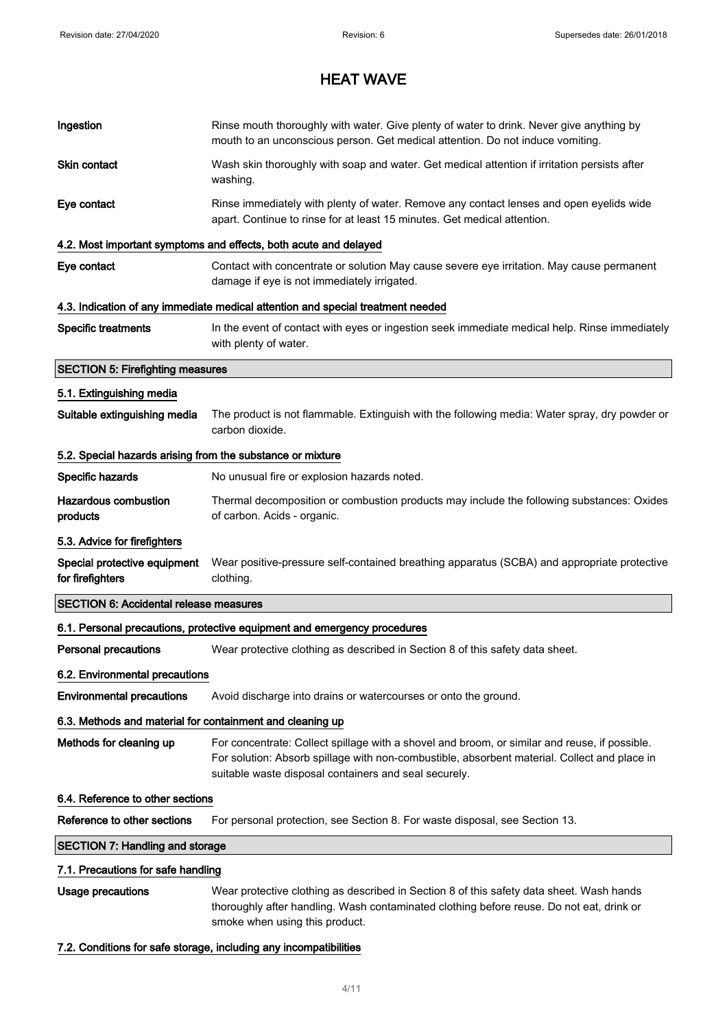# HEAT WAVE

**Ingestion** Rinse mouth thoroughly with water. Give plenty of water to drink. Never give anything by mouth to an unconscious person. Get medical attention. Do not induce vomiting.

**Skin contact** Wash skin thoroughly with soap and water. Get medical attention if irritation persists after washing.

**Eye contact** Rinse immediately with plenty of water. Remove any contact lenses and open eyelids wide apart. Continue to rinse for at least 15 minutes. Get medical attention.

### 4.2. Most important symptoms and effects, both acute and delayed

**Eye contact** Contact with concentrate or solution May cause severe eye irritation. May cause permanent damage if eye is not immediately irrigated.

### 4.3. Indication of any immediate medical attention and special treatment needed

**Specific treatments** In the event of contact with eyes or ingestion seek immediate medical help. Rinse immediately with plenty of water.

## SECTION 5: Firefighting measures

### 5.1. Extinguishing media

**Suitable extinguishing media** The product is not flammable. Extinguish with the following media: Water spray, dry powder or carbon dioxide.

### 5.2. Special hazards arising from the substance or mixture

**Specific hazards** No unusual fire or explosion hazards noted.

**Hazardous combustion products** Thermal decomposition or combustion products may include the following substances: Oxides of carbon. Acids - organic.

### 5.3. Advice for firefighters

**Special protective equipment for firefighters** Wear positive-pressure self-contained breathing apparatus (SCBA) and appropriate protective clothing.

## SECTION 6: Accidental release measures

### 6.1. Personal precautions, protective equipment and emergency procedures

**Personal precautions** Wear protective clothing as described in Section 8 of this safety data sheet.

### 6.2. Environmental precautions

**Environmental precautions** Avoid discharge into drains or watercourses or onto the ground.

### 6.3. Methods and material for containment and cleaning up

**Methods for cleaning up** For concentrate: Collect spillage with a shovel and broom, or similar and reuse, if possible. For solution: Absorb spillage with non-combustible, absorbent material. Collect and place in suitable waste disposal containers and seal securely.

### 6.4. Reference to other sections

**Reference to other sections** For personal protection, see Section 8. For waste disposal, see Section 13.

## SECTION 7: Handling and storage

### 7.1. Precautions for safe handling

**Usage precautions** Wear protective clothing as described in Section 8 of this safety data sheet. Wash hands thoroughly after handling. Wash contaminated clothing before reuse. Do not eat, drink or smoke when using this product.

### 7.2. Conditions for safe storage, including any incompatibilities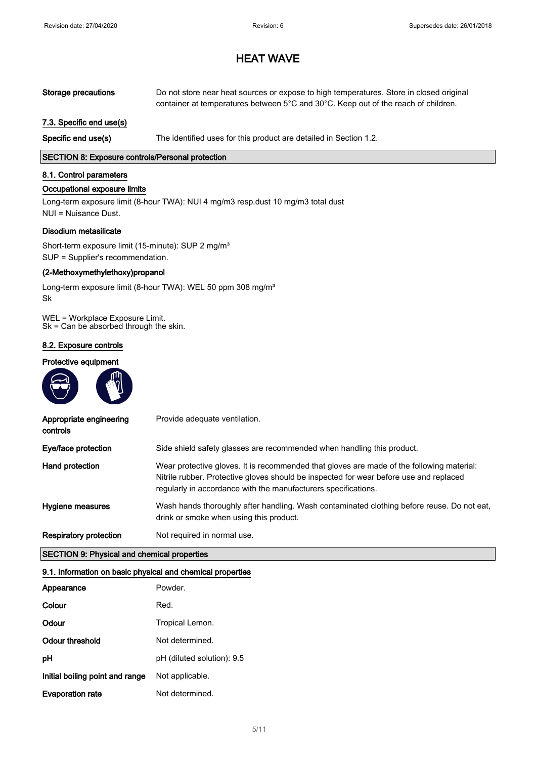# HEAT WAVE

| | |
|---|---|
| **Storage precautions** | Do not store near heat sources or expose to high temperatures. Store in closed original container at temperatures between 5°C and 30°C. Keep out of the reach of children. |

### 7.3. Specific end use(s)

| | |
|---|---|
| **Specific end use(s)** | The identified uses for this product are detailed in Section 1.2. |

## SECTION 8: Exposure controls/Personal protection

### 8.1. Control parameters

#### Occupational exposure limits

Long-term exposure limit (8-hour TWA): NUI 4 mg/m3 resp.dust 10 mg/m3 total dust
NUI = Nuisance Dust.

**Disodium metasilicate**

Short-term exposure limit (15-minute): SUP 2 mg/m³
SUP = Supplier's recommendation.

**(2-Methoxymethylethoxy)propanol**

Long-term exposure limit (8-hour TWA): WEL 50 ppm 308 mg/m³
Sk

WEL = Workplace Exposure Limit.
Sk = Can be absorbed through the skin.

### 8.2. Exposure controls

#### Protective equipment

| | |
|---|---|
| **Appropriate engineering controls** | Provide adequate ventilation. |
| **Eye/face protection** | Side shield safety glasses are recommended when handling this product. |
| **Hand protection** | Wear protective gloves. It is recommended that gloves are made of the following material: Nitrile rubber. Protective gloves should be inspected for wear before use and replaced regularly in accordance with the manufacturers specifications. |
| **Hygiene measures** | Wash hands thoroughly after handling. Wash contaminated clothing before reuse. Do not eat, drink or smoke when using this product. |
| **Respiratory protection** | Not required in normal use. |

## SECTION 9: Physical and chemical properties

### 9.1. Information on basic physical and chemical properties

| | |
|---|---|
| **Appearance** | Powder. |
| **Colour** | Red. |
| **Odour** | Tropical Lemon. |
| **Odour threshold** | Not determined. |
| **pH** | pH (diluted solution): 9.5 |
| **Initial boiling point and range** | Not applicable. |
| **Evaporation rate** | Not determined. |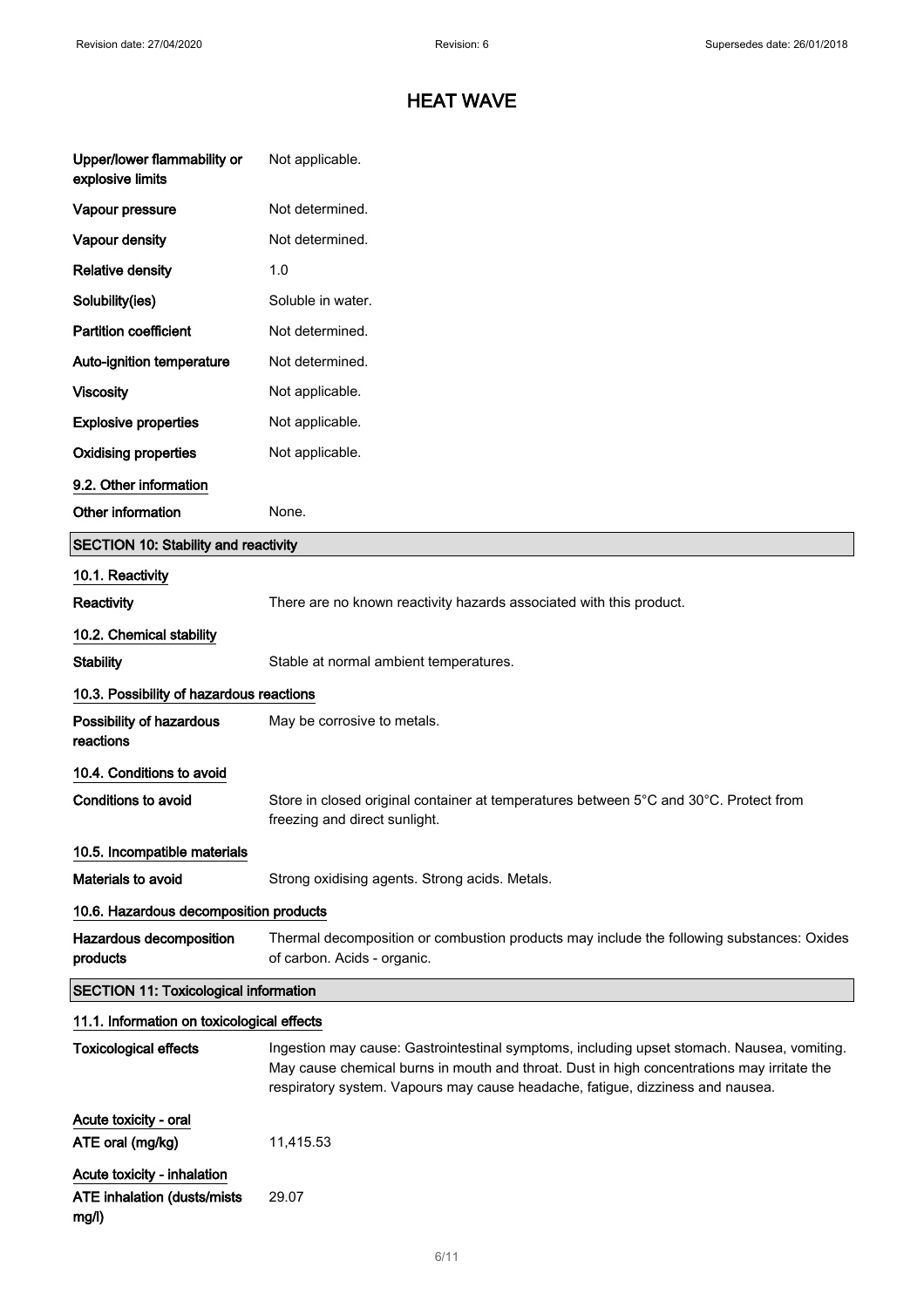# HEAT WAVE

| | |
|---|---|
| **Upper/lower flammability or explosive limits** | Not applicable. |
| **Vapour pressure** | Not determined. |
| **Vapour density** | Not determined. |
| **Relative density** | 1.0 |
| **Solubility(ies)** | Soluble in water. |
| **Partition coefficient** | Not determined. |
| **Auto-ignition temperature** | Not determined. |
| **Viscosity** | Not applicable. |
| **Explosive properties** | Not applicable. |
| **Oxidising properties** | Not applicable. |

### 9.2. Other information

| | |
|---|---|
| **Other information** | None. |

## SECTION 10: Stability and reactivity

### 10.1. Reactivity

| | |
|---|---|
| **Reactivity** | There are no known reactivity hazards associated with this product. |

### 10.2. Chemical stability

| | |
|---|---|
| **Stability** | Stable at normal ambient temperatures. |

### 10.3. Possibility of hazardous reactions

| | |
|---|---|
| **Possibility of hazardous reactions** | May be corrosive to metals. |

### 10.4. Conditions to avoid

| | |
|---|---|
| **Conditions to avoid** | Store in closed original container at temperatures between 5°C and 30°C. Protect from freezing and direct sunlight. |

### 10.5. Incompatible materials

| | |
|---|---|
| **Materials to avoid** | Strong oxidising agents. Strong acids. Metals. |

### 10.6. Hazardous decomposition products

| | |
|---|---|
| **Hazardous decomposition products** | Thermal decomposition or combustion products may include the following substances: Oxides of carbon. Acids - organic. |

## SECTION 11: Toxicological information

### 11.1. Information on toxicological effects

| | |
|---|---|
| **Toxicological effects** | Ingestion may cause: Gastrointestinal symptoms, including upset stomach. Nausea, vomiting. May cause chemical burns in mouth and throat. Dust in high concentrations may irritate the respiratory system. Vapours may cause headache, fatigue, dizziness and nausea. |

### Acute toxicity - oral

| | |
|---|---|
| **ATE oral (mg/kg)** | 11,415.53 |

### Acute toxicity - inhalation

| | |
|---|---|
| **ATE inhalation (dusts/mists mg/l)** | 29.07 |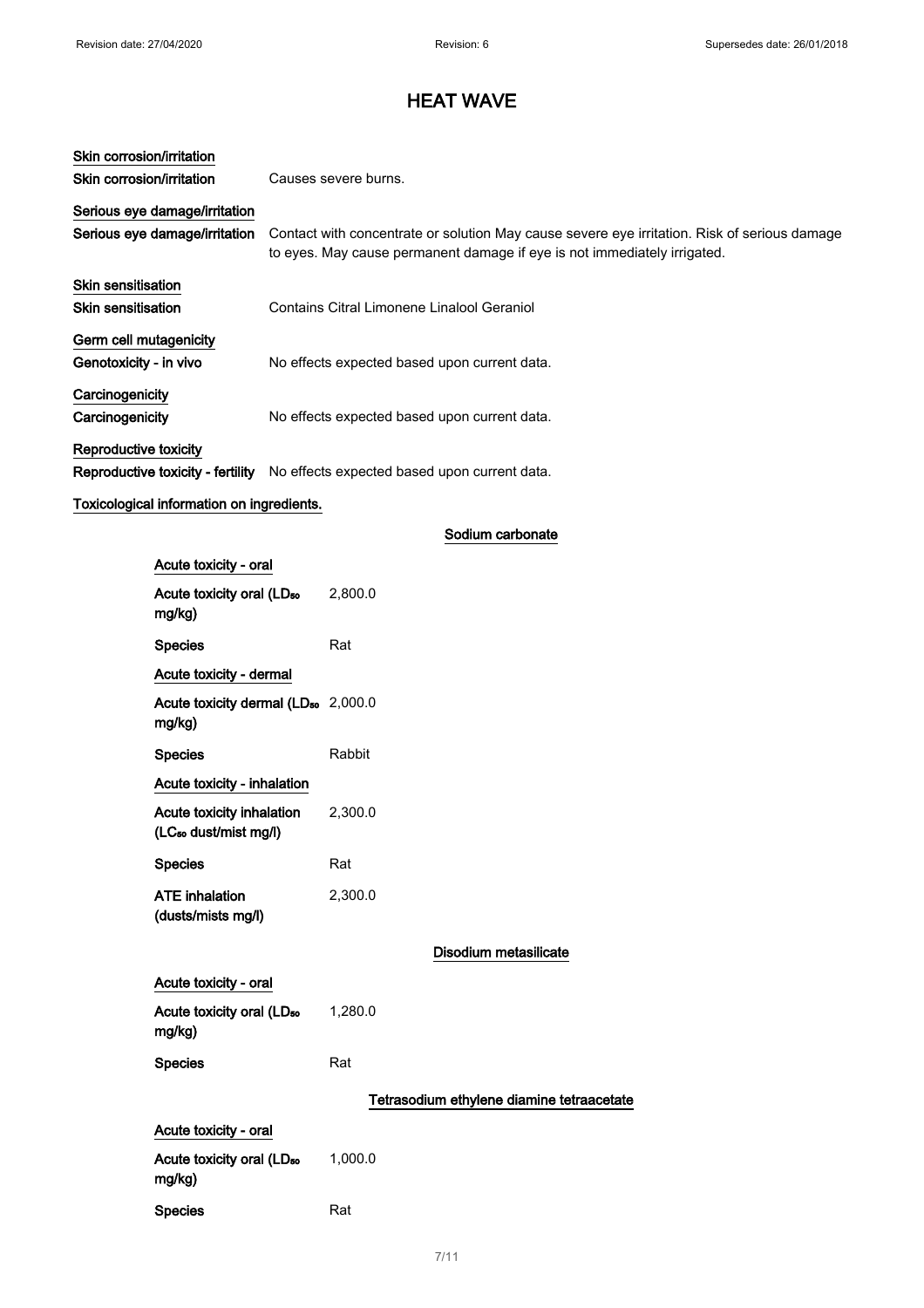# HEAT WAVE

**Skin corrosion/irritation**

**Skin corrosion/irritation** Causes severe burns.

**Serious eye damage/irritation**

**Serious eye damage/irritation** Contact with concentrate or solution May cause severe eye irritation. Risk of serious damage to eyes. May cause permanent damage if eye is not immediately irrigated.

**Skin sensitisation**

**Skin sensitisation** Contains Citral Limonene Linalool Geraniol

**Germ cell mutagenicity**

**Genotoxicity - in vivo** No effects expected based upon current data.

**Carcinogenicity**

**Carcinogenicity** No effects expected based upon current data.

**Reproductive toxicity**

**Reproductive toxicity - fertility** No effects expected based upon current data.

**Toxicological information on ingredients.**

### Sodium carbonate

**Acute toxicity - oral**

| | |
|---|---|
| **Acute toxicity oral ($LD_{50}$ mg/kg)** | 2,800.0 |
| **Species** | Rat |

**Acute toxicity - dermal**

| | |
|---|---|
| **Acute toxicity dermal ($LD_{50}$ mg/kg)** | 2,000.0 |
| **Species** | Rabbit |

**Acute toxicity - inhalation**

| | |
|---|---|
| **Acute toxicity inhalation ($LC_{50}$ dust/mist mg/l)** | 2,300.0 |
| **Species** | Rat |
| **ATE inhalation (dusts/mists mg/l)** | 2,300.0 |

### Disodium metasilicate

**Acute toxicity - oral**

| | |
|---|---|
| **Acute toxicity oral ($LD_{50}$ mg/kg)** | 1,280.0 |
| **Species** | Rat |

### Tetrasodium ethylene diamine tetraacetate

**Acute toxicity - oral**

| | |
|---|---|
| **Acute toxicity oral ($LD_{50}$ mg/kg)** | 1,000.0 |
| **Species** | Rat |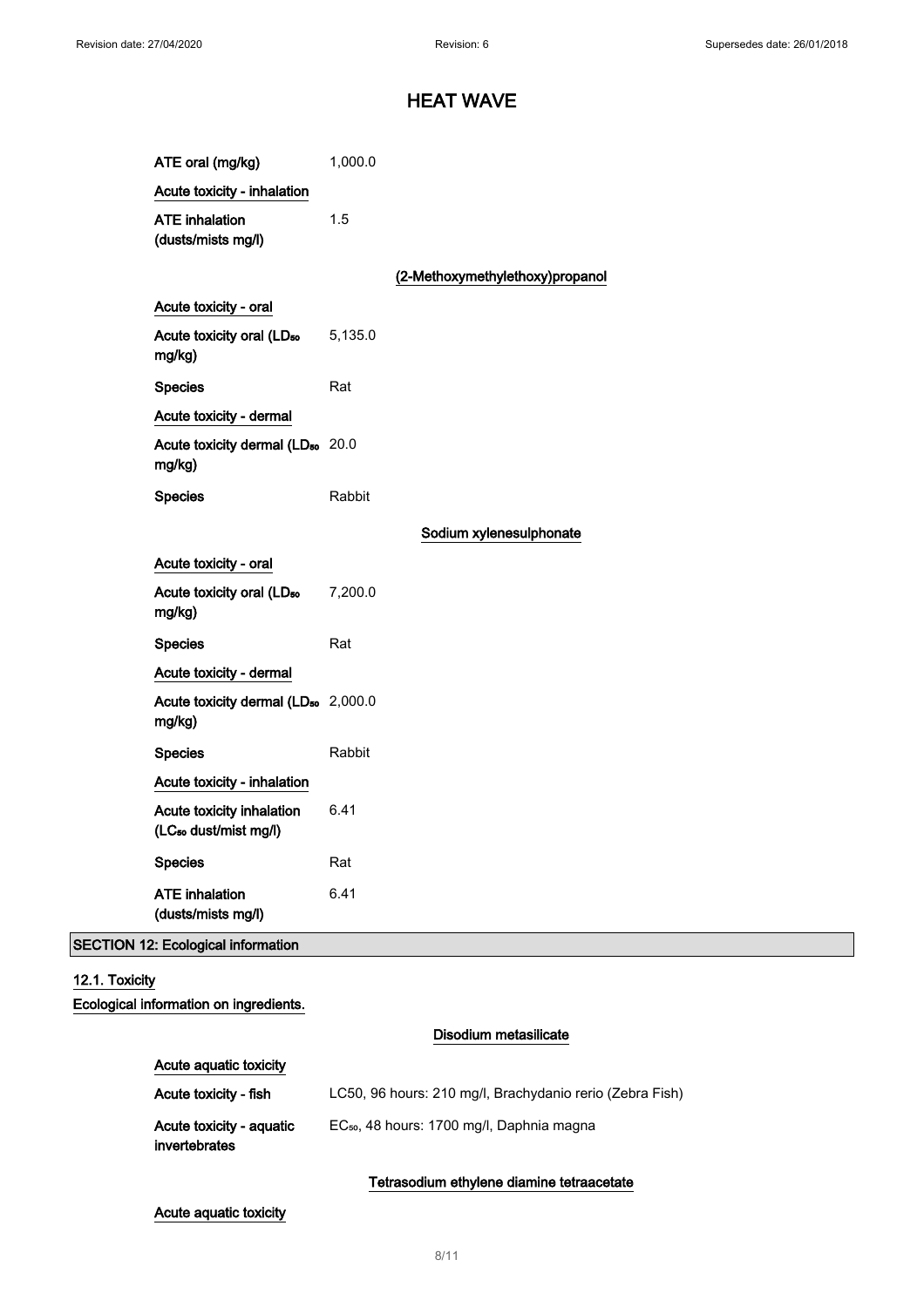# HEAT WAVE

| | |
|---|---|
| ATE oral (mg/kg) | 1,000.0 |
| Acute toxicity - inhalation | |
| ATE inhalation (dusts/mists mg/l) | 1.5 |

**(2-Methoxymethylethoxy)propanol**

| | |
|---|---|
| Acute toxicity - oral | |
| Acute toxicity oral ($LD_{50}$ mg/kg) | 5,135.0 |
| Species | Rat |
| Acute toxicity - dermal | |
| Acute toxicity dermal ($LD_{50}$ mg/kg) | 20.0 |
| Species | Rabbit |

**Sodium xylenesulphonate**

| | |
|---|---|
| Acute toxicity - oral | |
| Acute toxicity oral ($LD_{50}$ mg/kg) | 7,200.0 |
| Species | Rat |
| Acute toxicity - dermal | |
| Acute toxicity dermal ($LD_{50}$ mg/kg) | 2,000.0 |
| Species | Rabbit |
| Acute toxicity - inhalation | |
| Acute toxicity inhalation ($LC_{50}$ dust/mist mg/l) | 6.41 |
| Species | Rat |
| ATE inhalation (dusts/mists mg/l) | 6.41 |

## SECTION 12: Ecological information

### 12.1. Toxicity

Ecological information on ingredients.

**Disodium metasilicate**

| | |
|---|---|
| Acute aquatic toxicity | |
| Acute toxicity - fish | LC50, 96 hours: 210 mg/l, Brachydanio rerio (Zebra Fish) |
| Acute toxicity - aquatic invertebrates | $EC_{50}$, 48 hours: 1700 mg/l, Daphnia magna |

**Tetrasodium ethylene diamine tetraacetate**

Acute aquatic toxicity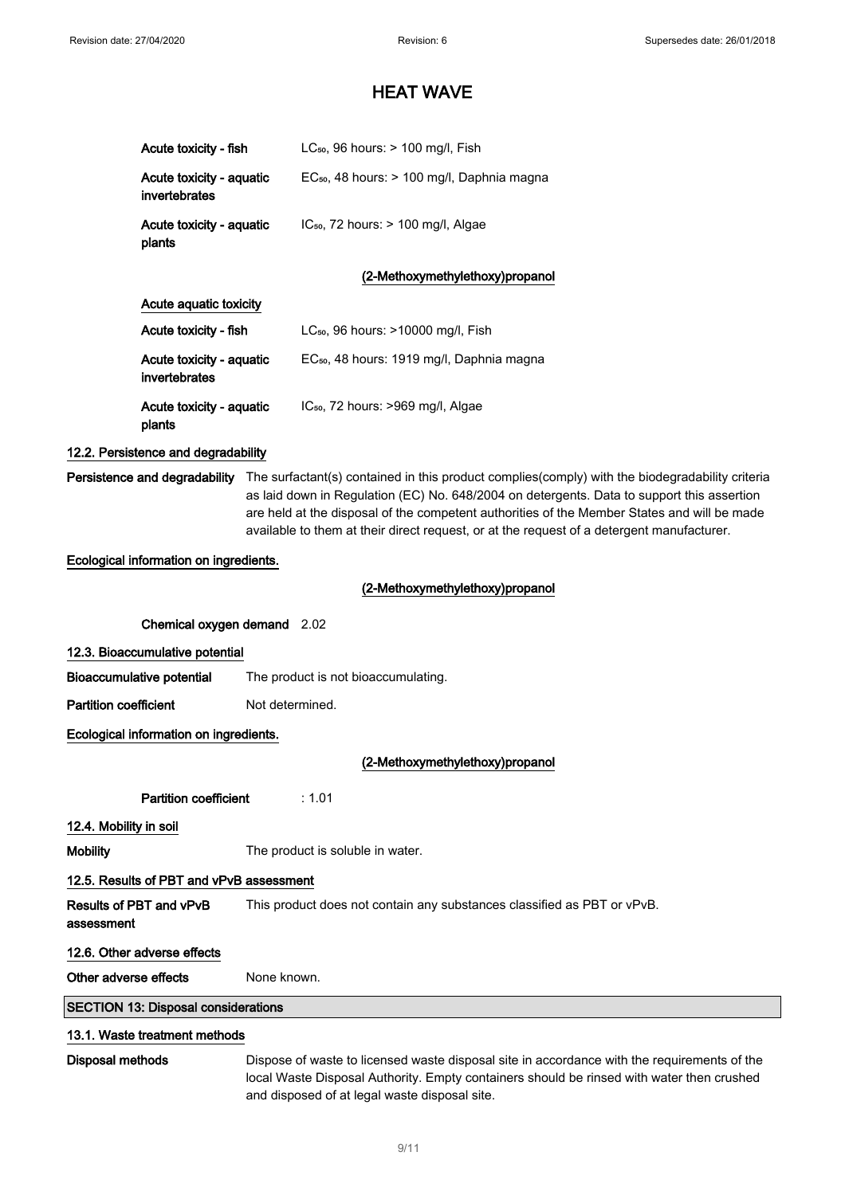# HEAT WAVE

| | |
|---|---|
| **Acute toxicity - fish** | $LC_{50}$, 96 hours: > 100 mg/l, Fish |
| **Acute toxicity - aquatic invertebrates** | $EC_{50}$, 48 hours: > 100 mg/l, Daphnia magna |
| **Acute toxicity - aquatic plants** | $IC_{50}$, 72 hours: > 100 mg/l, Algae |

**(2-Methoxymethylethoxy)propanol**

**Acute aquatic toxicity**

| | |
|---|---|
| **Acute toxicity - fish** | $LC_{50}$, 96 hours: >10000 mg/l, Fish |
| **Acute toxicity - aquatic invertebrates** | $EC_{50}$, 48 hours: 1919 mg/l, Daphnia magna |
| **Acute toxicity - aquatic plants** | $IC_{50}$, 72 hours: >969 mg/l, Algae |

### 12.2. Persistence and degradability

**Persistence and degradability** The surfactant(s) contained in this product complies(comply) with the biodegradability criteria as laid down in Regulation (EC) No. 648/2004 on detergents. Data to support this assertion are held at the disposal of the competent authorities of the Member States and will be made available to them at their direct request, or at the request of a detergent manufacturer.

**Ecological information on ingredients.**

**(2-Methoxymethylethoxy)propanol**

**Chemical oxygen demand** 2.02

### 12.3. Bioaccumulative potential

**Bioaccumulative potential** The product is not bioaccumulating.

**Partition coefficient** Not determined.

**Ecological information on ingredients.**

**(2-Methoxymethylethoxy)propanol**

**Partition coefficient** : 1.01

### 12.4. Mobility in soil

**Mobility** The product is soluble in water.

### 12.5. Results of PBT and vPvB assessment

**Results of PBT and vPvB assessment** This product does not contain any substances classified as PBT or vPvB.

### 12.6. Other adverse effects

**Other adverse effects** None known.

## SECTION 13: Disposal considerations

### 13.1. Waste treatment methods

**Disposal methods** Dispose of waste to licensed waste disposal site in accordance with the requirements of the local Waste Disposal Authority. Empty containers should be rinsed with water then crushed and disposed of at legal waste disposal site.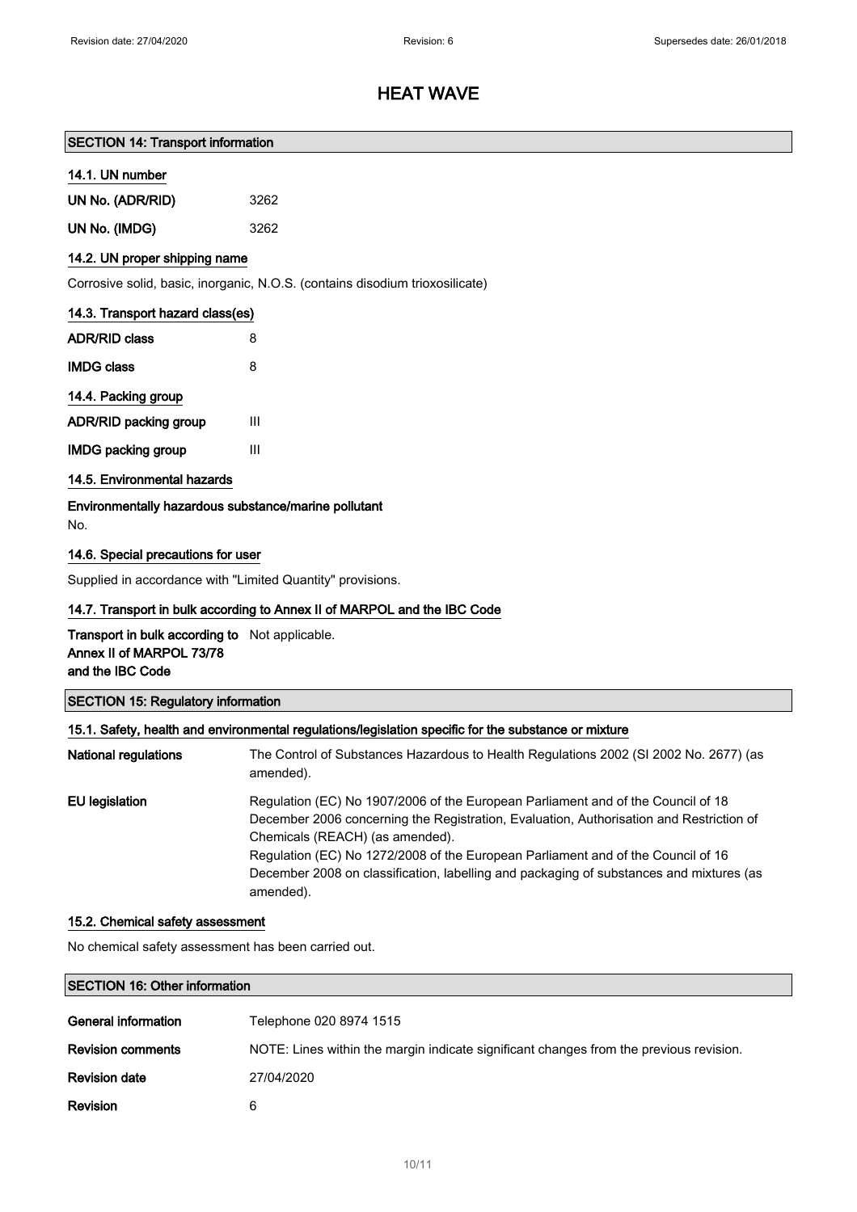# HEAT WAVE

## SECTION 14: Transport information

### 14.1. UN number

| | |
|---|---|
| **UN No. (ADR/RID)** | 3262 |
| **UN No. (IMDG)** | 3262 |

### 14.2. UN proper shipping name

Corrosive solid, basic, inorganic, N.O.S. (contains disodium trioxosilicate)

### 14.3. Transport hazard class(es)

| | |
|---|---|
| **ADR/RID class** | 8 |
| **IMDG class** | 8 |

### 14.4. Packing group

| | |
|---|---|
| **ADR/RID packing group** | III |
| **IMDG packing group** | III |

### 14.5. Environmental hazards

**Environmentally hazardous substance/marine pollutant**

No.

### 14.6. Special precautions for user

Supplied in accordance with "Limited Quantity" provisions.

### 14.7. Transport in bulk according to Annex II of MARPOL and the IBC Code

**Transport in bulk according to Annex II of MARPOL 73/78 and the IBC Code** Not applicable.

## SECTION 15: Regulatory information

### 15.1. Safety, health and environmental regulations/legislation specific for the substance or mixture

**National regulations** The Control of Substances Hazardous to Health Regulations 2002 (SI 2002 No. 2677) (as amended).

**EU legislation** Regulation (EC) No 1907/2006 of the European Parliament and of the Council of 18 December 2006 concerning the Registration, Evaluation, Authorisation and Restriction of Chemicals (REACH) (as amended).
Regulation (EC) No 1272/2008 of the European Parliament and of the Council of 16 December 2008 on classification, labelling and packaging of substances and mixtures (as amended).

### 15.2. Chemical safety assessment

No chemical safety assessment has been carried out.

## SECTION 16: Other information

| | |
|---|---|
| **General information** | Telephone 020 8974 1515 |
| **Revision comments** | NOTE: Lines within the margin indicate significant changes from the previous revision. |
| **Revision date** | 27/04/2020 |
| **Revision** | 6 |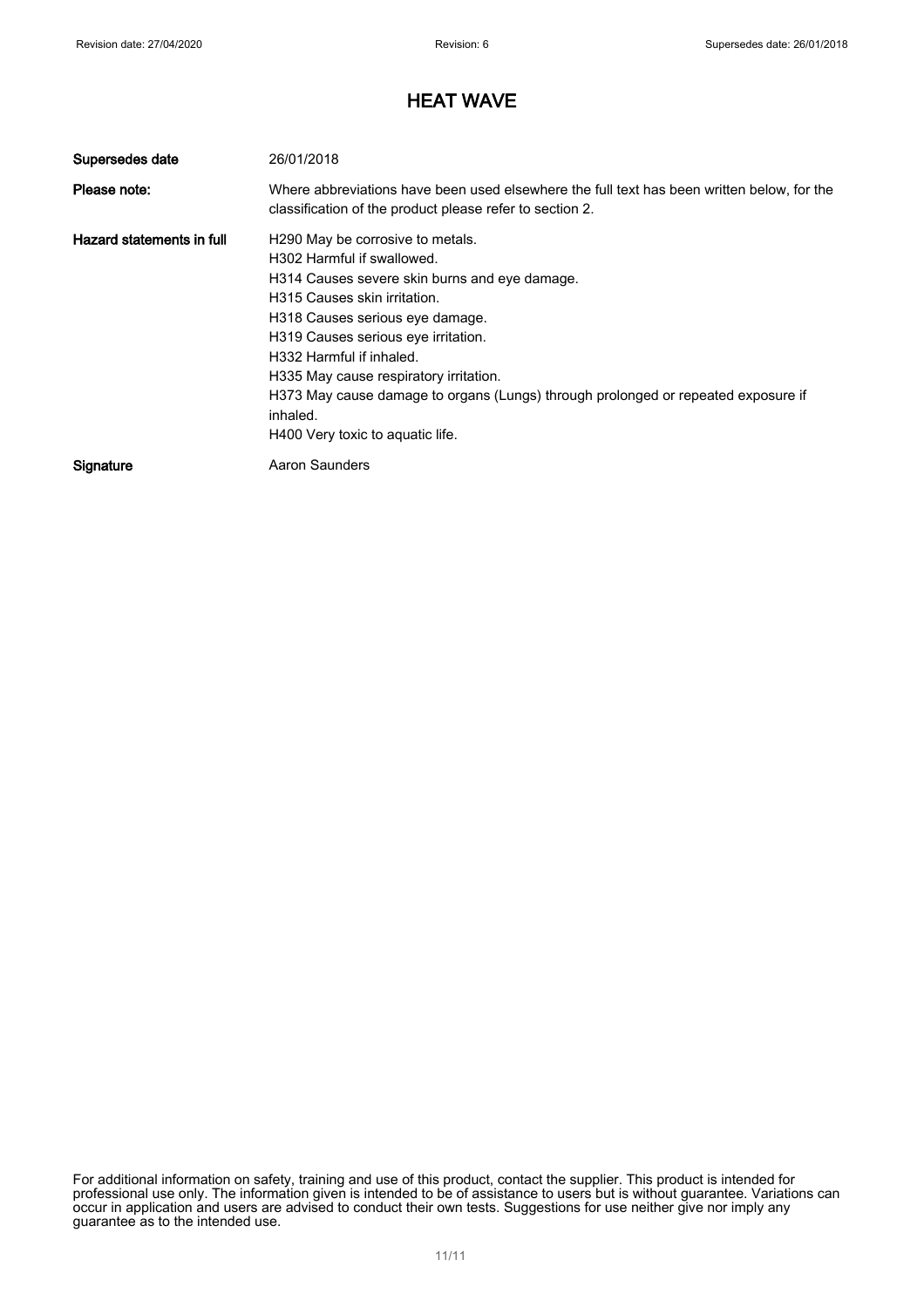# HEAT WAVE

| | |
|---|---|
| **Supersedes date** | 26/01/2018 |
| **Please note:** | Where abbreviations have been used elsewhere the full text has been written below, for the classification of the product please refer to section 2. |
| **Hazard statements in full** | H290 May be corrosive to metals.<br>H302 Harmful if swallowed.<br>H314 Causes severe skin burns and eye damage.<br>H315 Causes skin irritation.<br>H318 Causes serious eye damage.<br>H319 Causes serious eye irritation.<br>H332 Harmful if inhaled.<br>H335 May cause respiratory irritation.<br>H373 May cause damage to organs (Lungs) through prolonged or repeated exposure if inhaled.<br>H400 Very toxic to aquatic life. |
| **Signature** | Aaron Saunders |

For additional information on safety, training and use of this product, contact the supplier. This product is intended for professional use only. The information given is intended to be of assistance to users but is without guarantee. Variations can occur in application and users are advised to conduct their own tests. Suggestions for use neither give nor imply any guarantee as to the intended use.